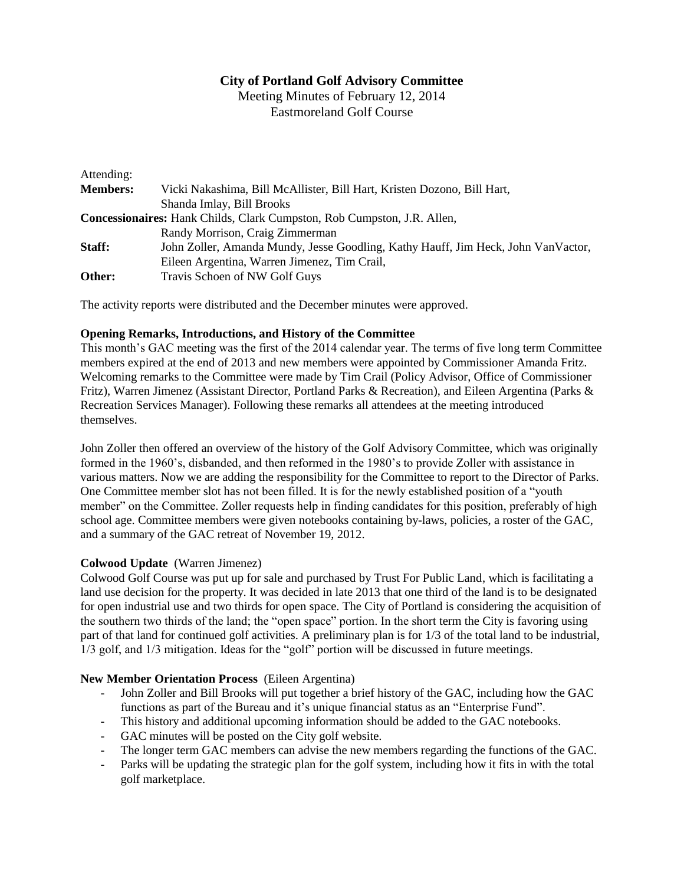# City of Portland Golf Advisory Committee

Meeting Minutes of February 12, 2014

Eastmoreland Golf Course

Attending:

**Members:** Vicki Nakashima, Bill McAllister, Bill Hart, Kristen Dozono, Bill Hart, Shanda Imlay, Bill Brooks

**Concessionaires:** Hank Childs, Clark Cumpston, Rob Cumpston, J.R. Allen, Randy Morrison, Craig Zimmerman

**Staff:** John Zoller, Amanda Mundy, Jesse Goodling, Kathy Hauff, Jim Heck, John VanVactor, Eileen Argentina, Warren Jimenez, Tim Crail,

**Other:** Travis Schoen of NW Golf Guys

The activity reports were distributed and the December minutes were approved.

**Opening Remarks, Introductions, and History of the Committee**

This month's GAC meeting was the first of the 2014 calendar year. The terms of five long term Committee members expired at the end of 2013 and new members were appointed by Commissioner Amanda Fritz. Welcoming remarks to the Committee were made by Tim Crail (Policy Advisor, Office of Commissioner Fritz), Warren Jimenez (Assistant Director, Portland Parks & Recreation), and Eileen Argentina (Parks & Recreation Services Manager). Following these remarks all attendees at the meeting introduced themselves.

John Zoller then offered an overview of the history of the Golf Advisory Committee, which was originally formed in the 1960's, disbanded, and then reformed in the 1980's to provide Zoller with assistance in various matters. Now we are adding the responsibility for the Committee to report to the Director of Parks. One Committee member slot has not been filled. It is for the newly established position of a "youth member" on the Committee. Zoller requests help in finding candidates for this position, preferably of high school age. Committee members were given notebooks containing by-laws, policies, a roster of the GAC, and a summary of the GAC retreat of November 19, 2012.

**Colwood Update** (Warren Jimenez)

Colwood Golf Course was put up for sale and purchased by Trust For Public Land, which is facilitating a land use decision for the property. It was decided in late 2013 that one third of the land is to be designated for open industrial use and two thirds for open space. The City of Portland is considering the acquisition of the southern two thirds of the land; the "open space" portion. In the short term the City is favoring using part of that land for continued golf activities. A preliminary plan is for 1/3 of the total land to be industrial, 1/3 golf, and 1/3 mitigation. Ideas for the "golf" portion will be discussed in future meetings.

**New Member Orientation Process** (Eileen Argentina)

- John Zoller and Bill Brooks will put together a brief history of the GAC, including how the GAC functions as part of the Bureau and it's unique financial status as an "Enterprise Fund".
- This history and additional upcoming information should be added to the GAC notebooks.
- GAC minutes will be posted on the City golf website.
- The longer term GAC members can advise the new members regarding the functions of the GAC.
- Parks will be updating the strategic plan for the golf system, including how it fits in with the total golf marketplace.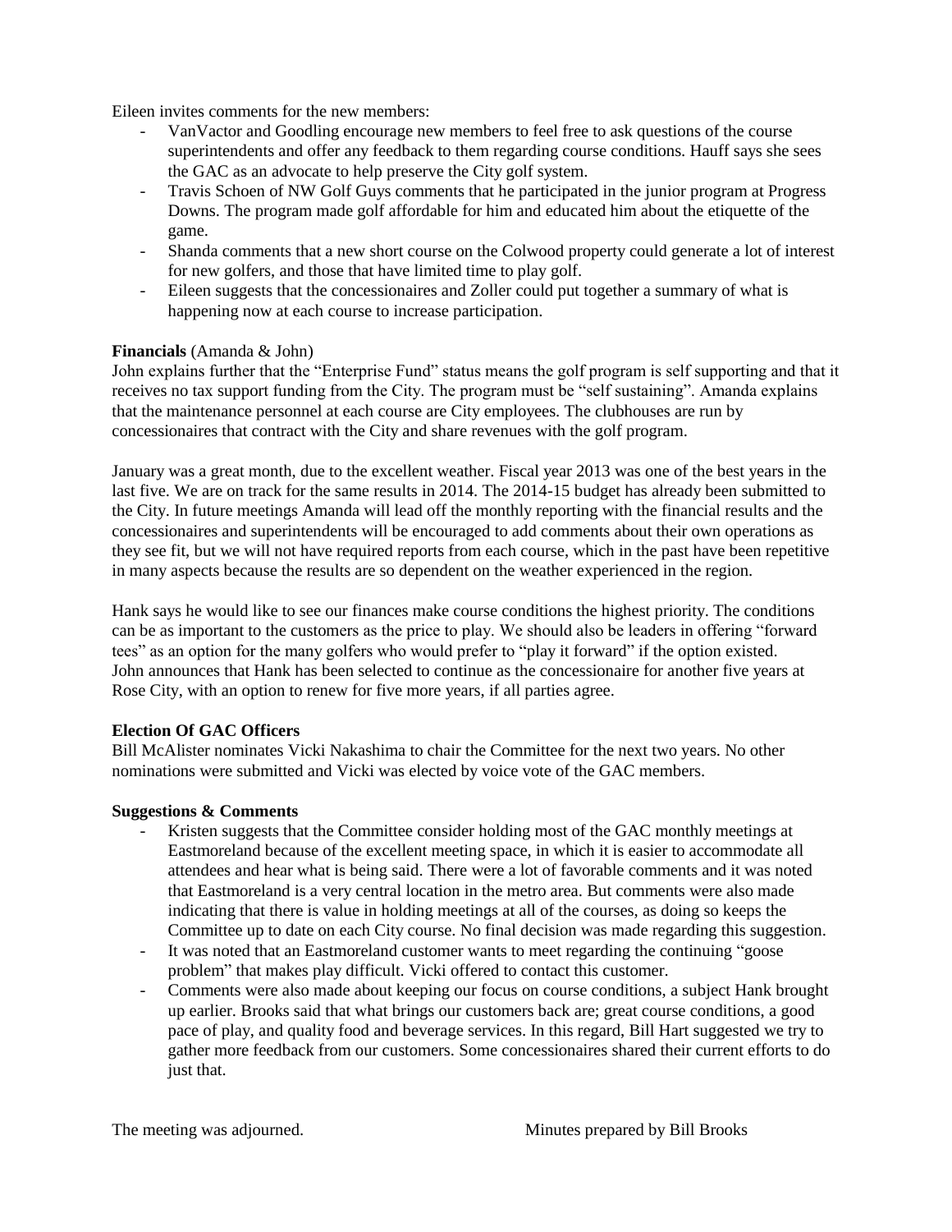Eileen invites comments for the new members:

- VanVactor and Goodling encourage new members to feel free to ask questions of the course superintendents and offer any feedback to them regarding course conditions. Hauff says she sees the GAC as an advocate to help preserve the City golf system.
- Travis Schoen of NW Golf Guys comments that he participated in the junior program at Progress Downs. The program made golf affordable for him and educated him about the etiquette of the game.
- Shanda comments that a new short course on the Colwood property could generate a lot of interest for new golfers, and those that have limited time to play golf.
- Eileen suggests that the concessionaires and Zoller could put together a summary of what is happening now at each course to increase participation.

**Financials** (Amanda & John)

John explains further that the "Enterprise Fund" status means the golf program is self supporting and that it receives no tax support funding from the City. The program must be "self sustaining". Amanda explains that the maintenance personnel at each course are City employees. The clubhouses are run by concessionaires that contract with the City and share revenues with the golf program.

January was a great month, due to the excellent weather. Fiscal year 2013 was one of the best years in the last five. We are on track for the same results in 2014. The 2014-15 budget has already been submitted to the City. In future meetings Amanda will lead off the monthly reporting with the financial results and the concessionaires and superintendents will be encouraged to add comments about their own operations as they see fit, but we will not have required reports from each course, which in the past have been repetitive in many aspects because the results are so dependent on the weather experienced in the region.

Hank says he would like to see our finances make course conditions the highest priority. The conditions can be as important to the customers as the price to play. We should also be leaders in offering "forward tees" as an option for the many golfers who would prefer to "play it forward" if the option existed. John announces that Hank has been selected to continue as the concessionaire for another five years at Rose City, with an option to renew for five more years, if all parties agree.

**Election Of GAC Officers**

Bill McAlister nominates Vicki Nakashima to chair the Committee for the next two years. No other nominations were submitted and Vicki was elected by voice vote of the GAC members.

**Suggestions & Comments**

- Kristen suggests that the Committee consider holding most of the GAC monthly meetings at Eastmoreland because of the excellent meeting space, in which it is easier to accommodate all attendees and hear what is being said. There were a lot of favorable comments and it was noted that Eastmoreland is a very central location in the metro area. But comments were also made indicating that there is value in holding meetings at all of the courses, as doing so keeps the Committee up to date on each City course. No final decision was made regarding this suggestion.
- It was noted that an Eastmoreland customer wants to meet regarding the continuing "goose problem" that makes play difficult. Vicki offered to contact this customer.
- Comments were also made about keeping our focus on course conditions, a subject Hank brought up earlier. Brooks said that what brings our customers back are; great course conditions, a good pace of play, and quality food and beverage services. In this regard, Bill Hart suggested we try to gather more feedback from our customers. Some concessionaires shared their current efforts to do just that.

The meeting was adjourned. Minutes prepared by Bill Brooks